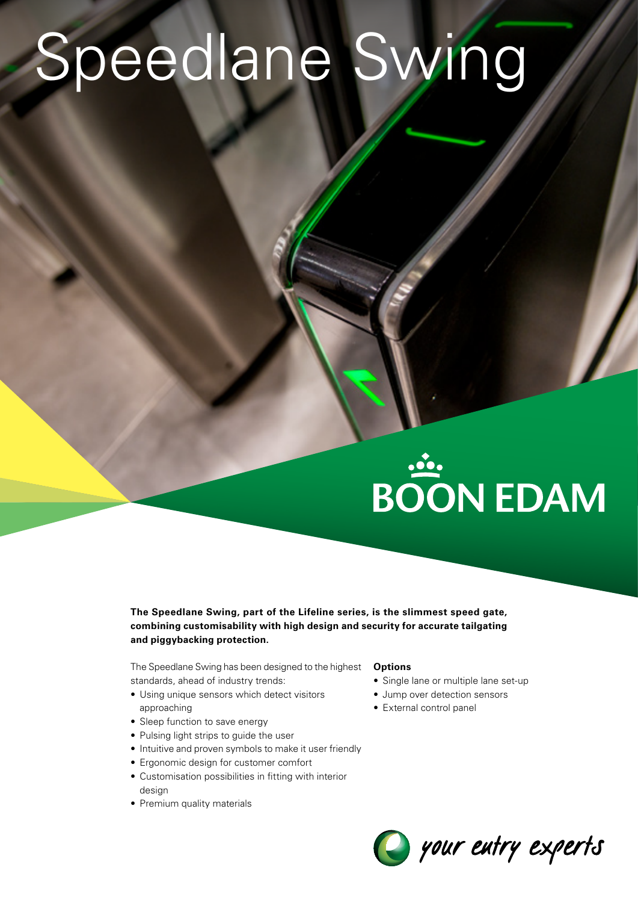# Speedlane Swing

BOON EDAM

**The Speedlane Swing, part of the Lifeline series, is the slimmest speed gate, combining customisability with high design and security for accurate tailgating and piggybacking protection.**

The Speedlane Swing has been designed to the highest standards, ahead of industry trends:

- Using unique sensors which detect visitors approaching
- Sleep function to save energy
- Pulsing light strips to guide the user
- Intuitive and proven symbols to make it user friendly
- Ergonomic design for customer comfort
- Customisation possibilities in fitting with interior design
- Premium quality materials

**Options**

- Single lane or multiple lane set-up
- Jump over detection sensors
- External control panel

*your entry experts*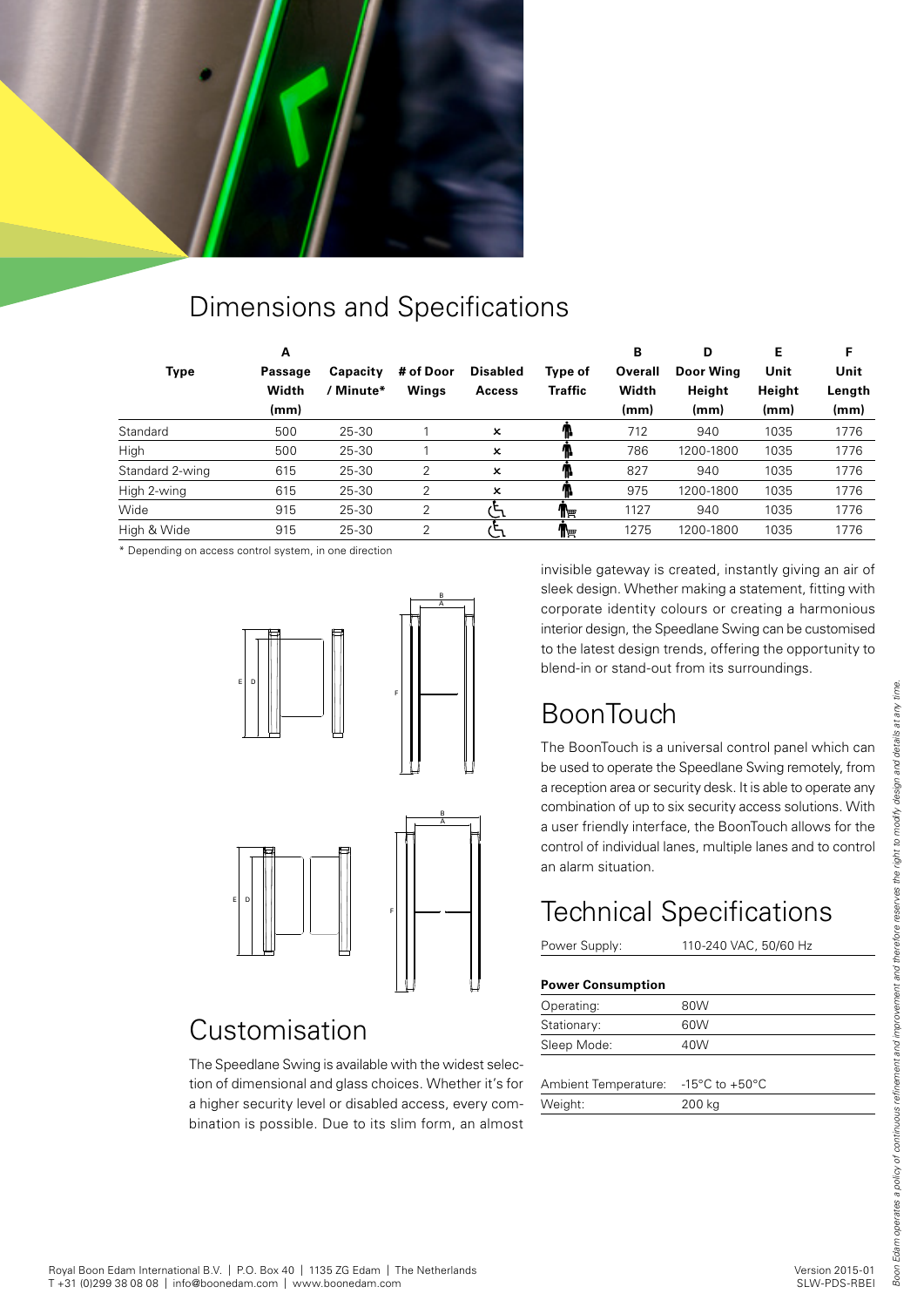# Dimensions and Specifications

| Type | A Passage Width (mm) | Capacity / Minute* | # of Door Wings | Disabled Access | Type of Traffic | B Overall Width (mm) | D Door Wing Height (mm) | E Unit Height (mm) | F Unit Length (mm) |
|---|---|---|---|---|---|---|---|---|---|
| Standard | 500 | 25-30 | 1 | × | 🚶 | 712 | 940 | 1035 | 1776 |
| High | 500 | 25-30 | 1 | × | 🚶 | 786 | 1200-1800 | 1035 | 1776 |
| Standard 2-wing | 615 | 25-30 | 2 | × | 🚶 | 827 | 940 | 1035 | 1776 |
| High 2-wing | 615 | 25-30 | 2 | × | 🚶 | 975 | 1200-1800 | 1035 | 1776 |
| Wide | 915 | 25-30 | 2 | ♿ | 🚶🛒 | 1127 | 940 | 1035 | 1776 |
| High & Wide | 915 | 25-30 | 2 | ♿ | 🚶🛒 | 1275 | 1200-1800 | 1035 | 1776 |

* Depending on access control system, in one direction

E D

F

B
A

E D

F

B
A

## Customisation

The Speedlane Swing is available with the widest selection of dimensional and glass choices. Whether it's for a higher security level or disabled access, every combination is possible. Due to its slim form, an almost invisible gateway is created, instantly giving an air of sleek design. Whether making a statement, fitting with corporate identity colours or creating a harmonious interior design, the Speedlane Swing can be customised to the latest design trends, offering the opportunity to blend-in or stand-out from its surroundings.

## BoonTouch

The BoonTouch is a universal control panel which can be used to operate the Speedlane Swing remotely, from a reception area or security desk. It is able to operate any combination of up to six security access solutions. With a user friendly interface, the BoonTouch allows for the control of individual lanes, multiple lanes and to control an alarm situation.

## Technical Specifications

| | |
|---|---|
| Power Supply: | 110-240 VAC, 50/60 Hz |

**Power Consumption**

| | |
|---|---|
| Operating: | 80W |
| Stationary: | 60W |
| Sleep Mode: | 40W |

| | |
|---|---|
| Ambient Temperature: | -15°C to +50°C |
| Weight: | 200 kg |

*Boon Edam operates a policy of continuous refinement and improvement and therefore reserves the right to modify design and details at any time.*

Royal Boon Edam International B.V. | P.O. Box 40 | 1135 ZG Edam | The Netherlands
T +31 (0)299 38 08 08 | info@boonedam.com | www.boonedam.com

Version 2015-01
SLW-PDS-RBEI